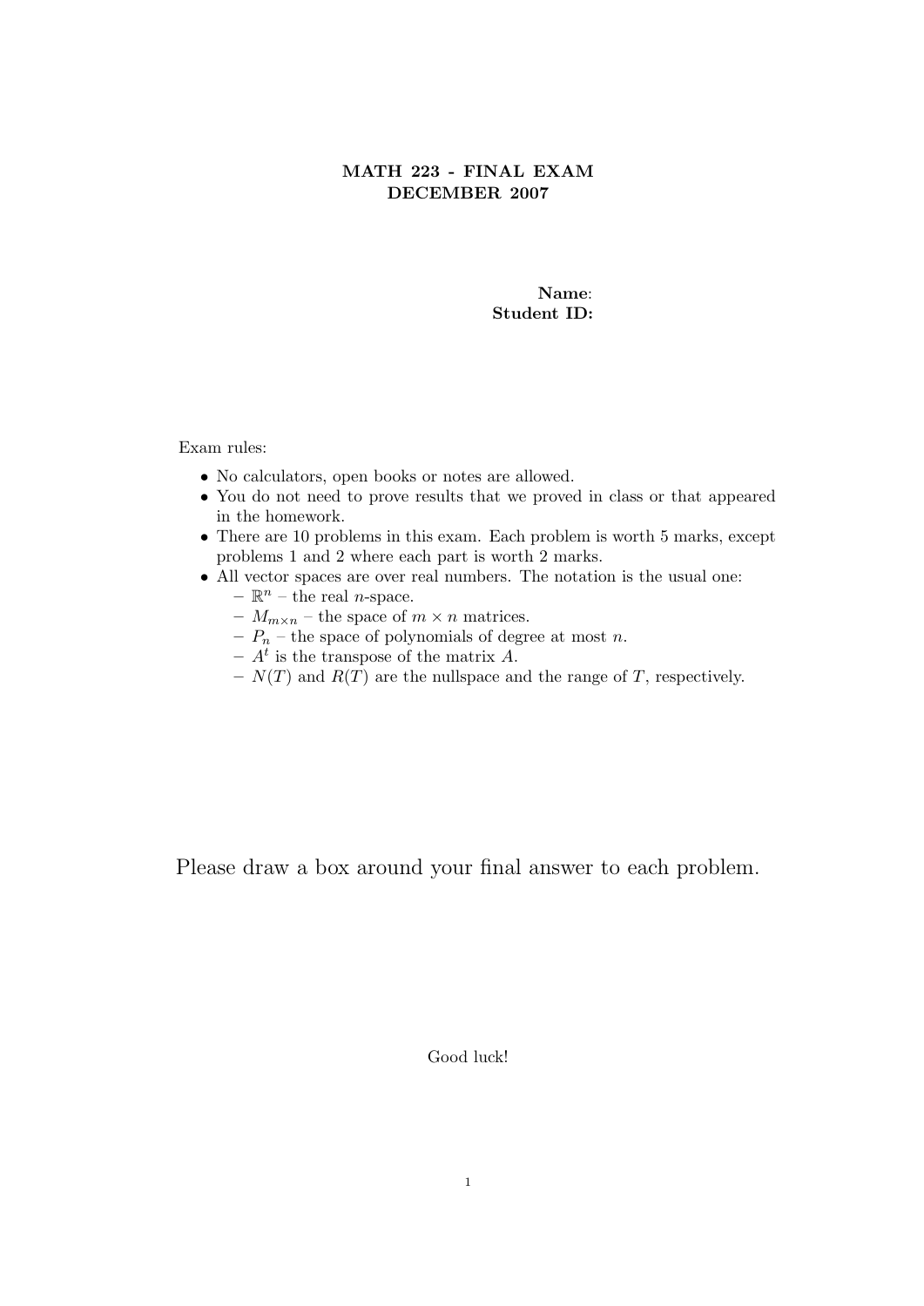# MATH 223 - FINAL EXAM
## DECEMBER 2007

**Name**:
**Student ID:**

Exam rules:

- No calculators, open books or notes are allowed.
- You do not need to prove results that we proved in class or that appeared in the homework.
- There are 10 problems in this exam. Each problem is worth 5 marks, except problems 1 and 2 where each part is worth 2 marks.
- All vector spaces are over real numbers. The notation is the usual one:
  - $\mathbb{R}^n$ – the real $n$-space.
  - $M_{m \times n}$ – the space of $m \times n$ matrices.
  - $P_n$ – the space of polynomials of degree at most $n$.
  - $A^t$ is the transpose of the matrix $A$.
  - $N(T)$ and $R(T)$ are the nullspace and the range of $T$, respectively.

Please draw a box around your final answer to each problem.

Good luck!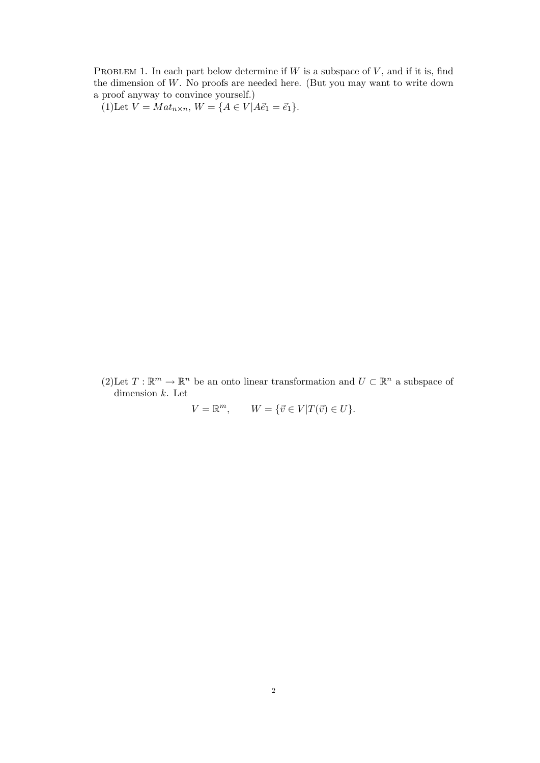PROBLEM 1. In each part below determine if $W$ is a subspace of $V$, and if it is, find the dimension of $W$. No proofs are needed here. (But you may want to write down a proof anyway to convince yourself.)

(1)Let $V = Mat_{n\times n}$, $W = \{A \in V | A\vec{e}_1 = \vec{e}_1\}$.

(2)Let $T : \mathbb{R}^m \to \mathbb{R}^n$ be an onto linear transformation and $U \subset \mathbb{R}^n$ a subspace of dimension $k$. Let

$$V = \mathbb{R}^m, \qquad W = \{\vec{v} \in V | T(\vec{v}) \in U\}.$$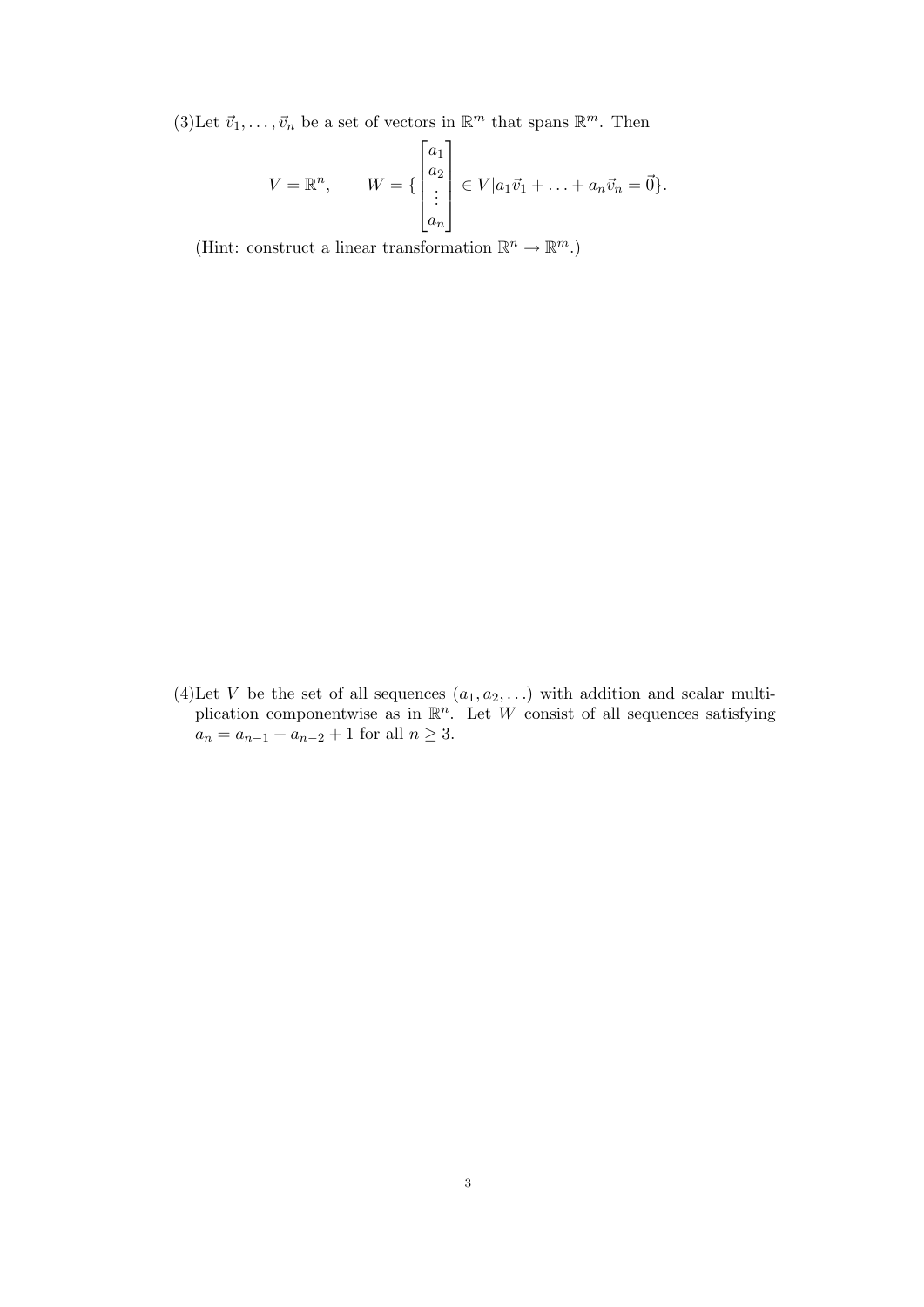(3)Let $\vec{v}_1, \ldots, \vec{v}_n$ be a set of vectors in $\mathbb{R}^m$ that spans $\mathbb{R}^m$. Then

$$V = \mathbb{R}^n, \qquad W = \{ \begin{bmatrix} a_1 \\ a_2 \\ \vdots \\ a_n \end{bmatrix} \in V | a_1\vec{v}_1 + \ldots + a_n\vec{v}_n = \vec{0} \}.$$

(Hint: construct a linear transformation $\mathbb{R}^n \to \mathbb{R}^m$.)

(4)Let $V$ be the set of all sequences $(a_1, a_2, \ldots)$ with addition and scalar multiplication componentwise as in $\mathbb{R}^n$. Let $W$ consist of all sequences satisfying $a_n = a_{n-1} + a_{n-2} + 1$ for all $n \geq 3$.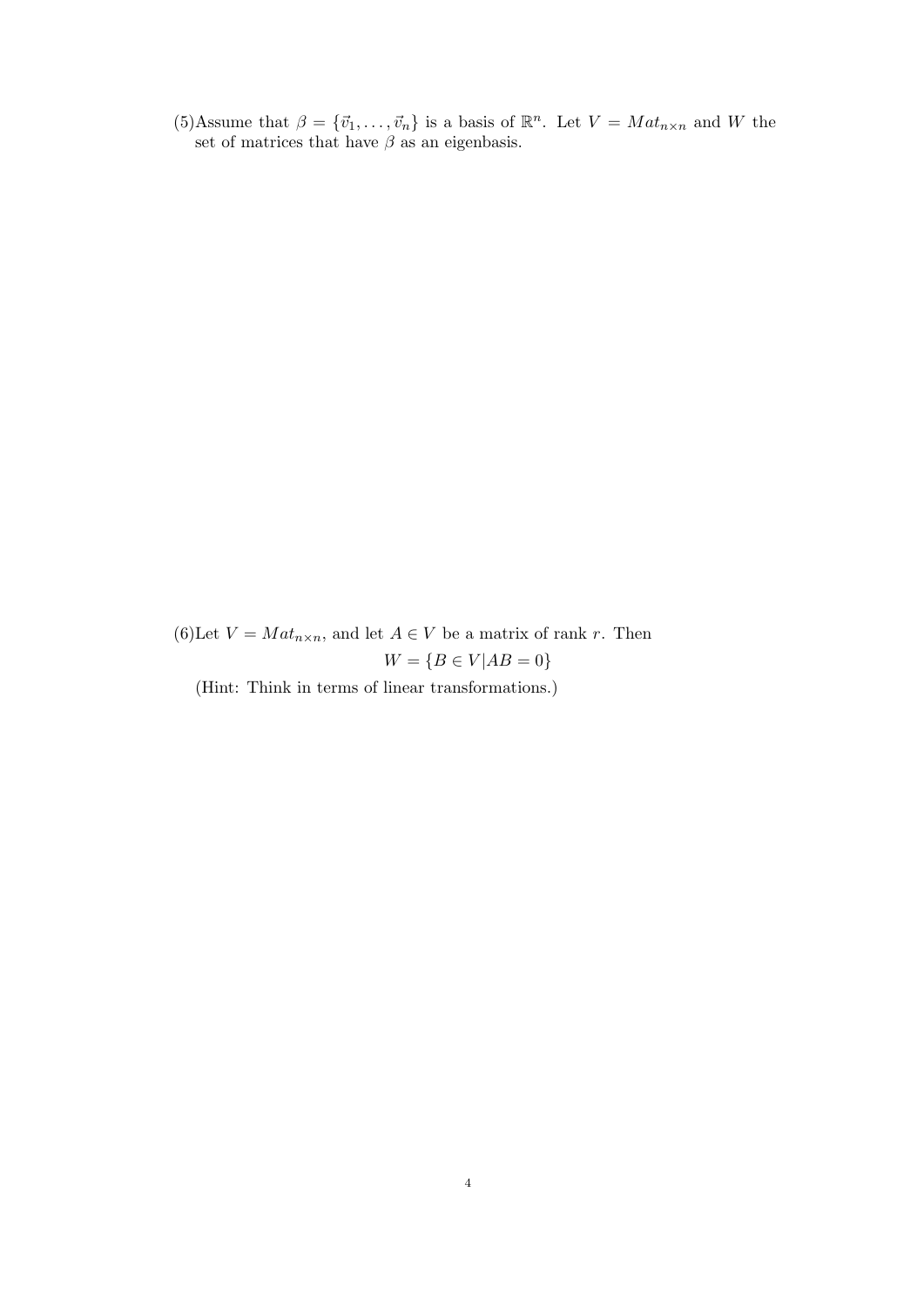(5)Assume that $\beta = \{\vec{v}_1, \ldots, \vec{v}_n\}$ is a basis of $\mathbb{R}^n$. Let $V = Mat_{n\times n}$ and $W$ the set of matrices that have $\beta$ as an eigenbasis.

(6)Let $V = Mat_{n\times n}$, and let $A \in V$ be a matrix of rank $r$. Then

$$W = \{B \in V | AB = 0\}$$

(Hint: Think in terms of linear transformations.)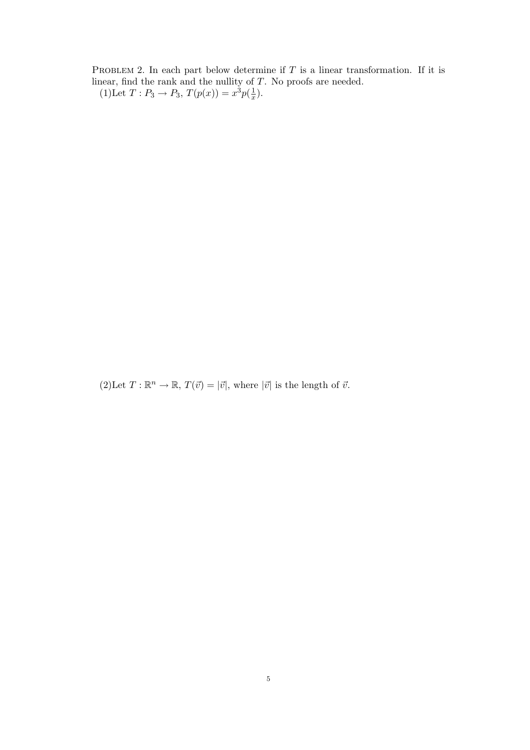Problem 2. In each part below determine if $T$ is a linear transformation. If it is linear, find the rank and the nullity of $T$. No proofs are needed.

(1)Let $T : P_3 \to P_3$, $T(p(x)) = x^3 p(\frac{1}{x})$.

(2)Let $T : \mathbb{R}^n \to \mathbb{R}$, $T(\vec{v}) = |\vec{v}|$, where $|\vec{v}|$ is the length of $\vec{v}$.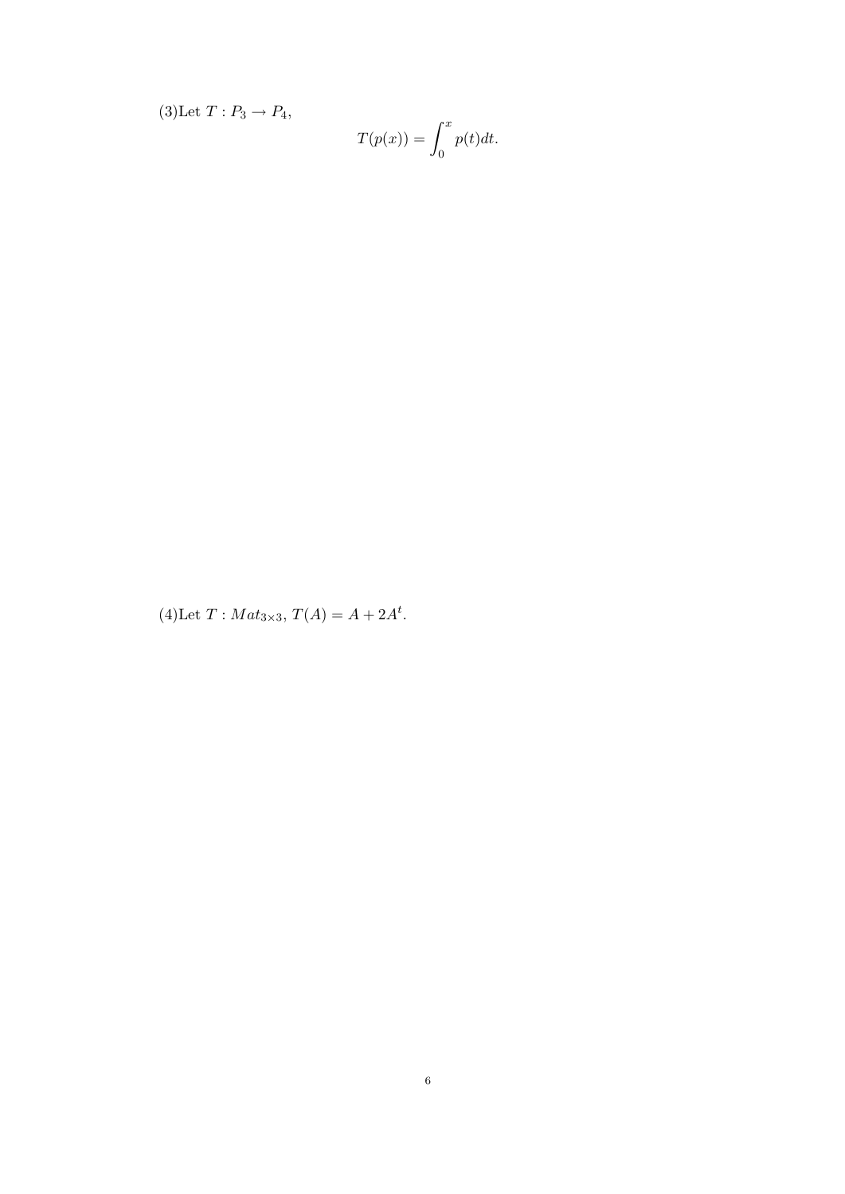(3)Let $T : P_3 \to P_4$,

$$T(p(x)) = \int_0^x p(t)dt.$$

(4)Let $T : Mat_{3\times 3}$, $T(A) = A + 2A^t$.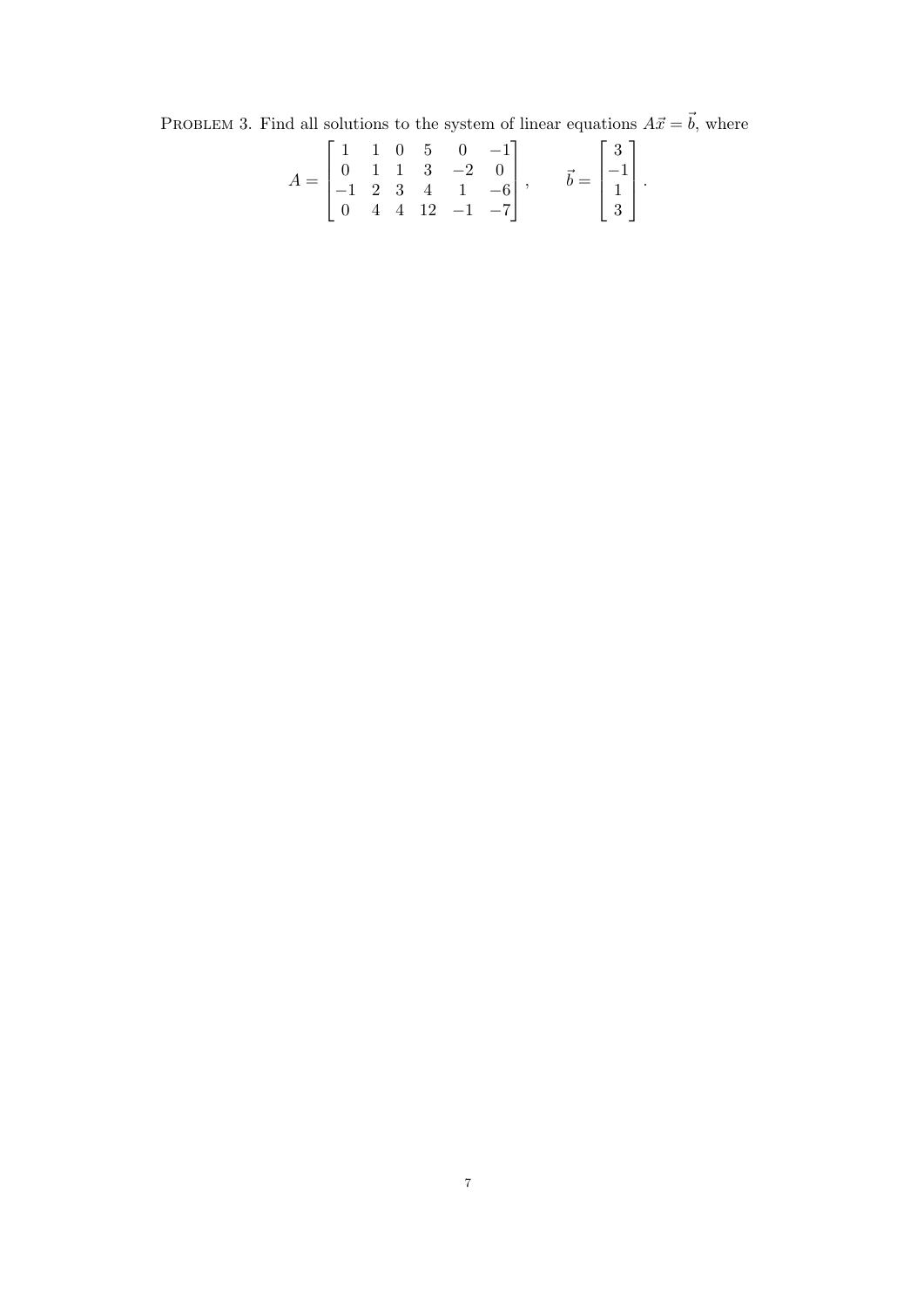Problem 3. Find all solutions to the system of linear equations $A\vec{x} = \vec{b}$, where

$$A = \begin{bmatrix} 1 & 1 & 0 & 5 & 0 & -1 \\ 0 & 1 & 1 & 3 & -2 & 0 \\ -1 & 2 & 3 & 4 & 1 & -6 \\ 0 & 4 & 4 & 12 & -1 & -7 \end{bmatrix}, \qquad \vec{b} = \begin{bmatrix} 3 \\ -1 \\ 1 \\ 3 \end{bmatrix}.$$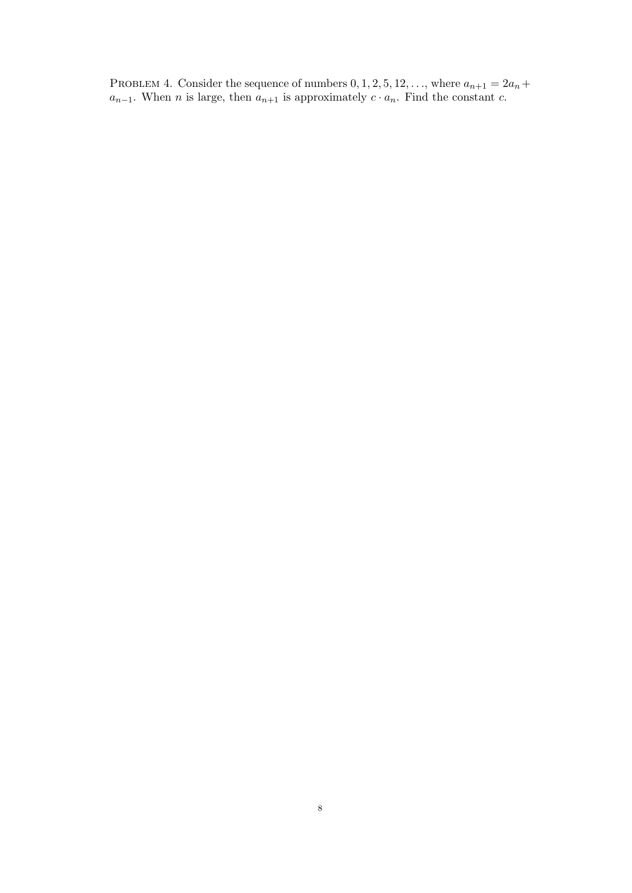Problem 4. Consider the sequence of numbers $0, 1, 2, 5, 12, \ldots$, where $a_{n+1} = 2a_n + a_{n-1}$. When $n$ is large, then $a_{n+1}$ is approximately $c \cdot a_n$. Find the constant $c$.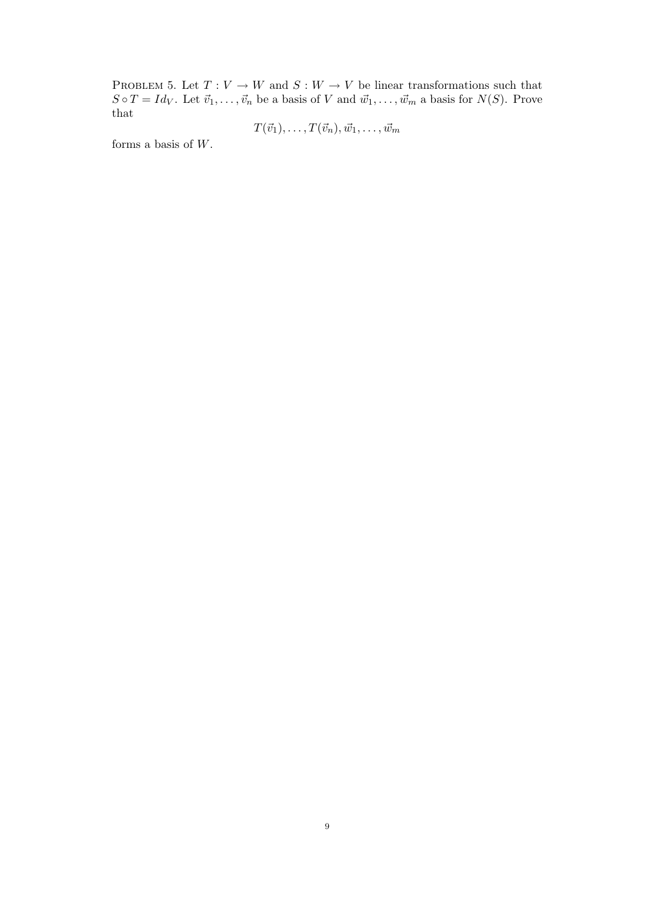PROBLEM 5. Let $T : V \to W$ and $S : W \to V$ be linear transformations such that $S \circ T = Id_V$. Let $\vec{v}_1, \ldots, \vec{v}_n$ be a basis of $V$ and $\vec{w}_1, \ldots, \vec{w}_m$ a basis for $N(S)$. Prove that

$$T(\vec{v}_1), \ldots, T(\vec{v}_n), \vec{w}_1, \ldots, \vec{w}_m$$

forms a basis of $W$.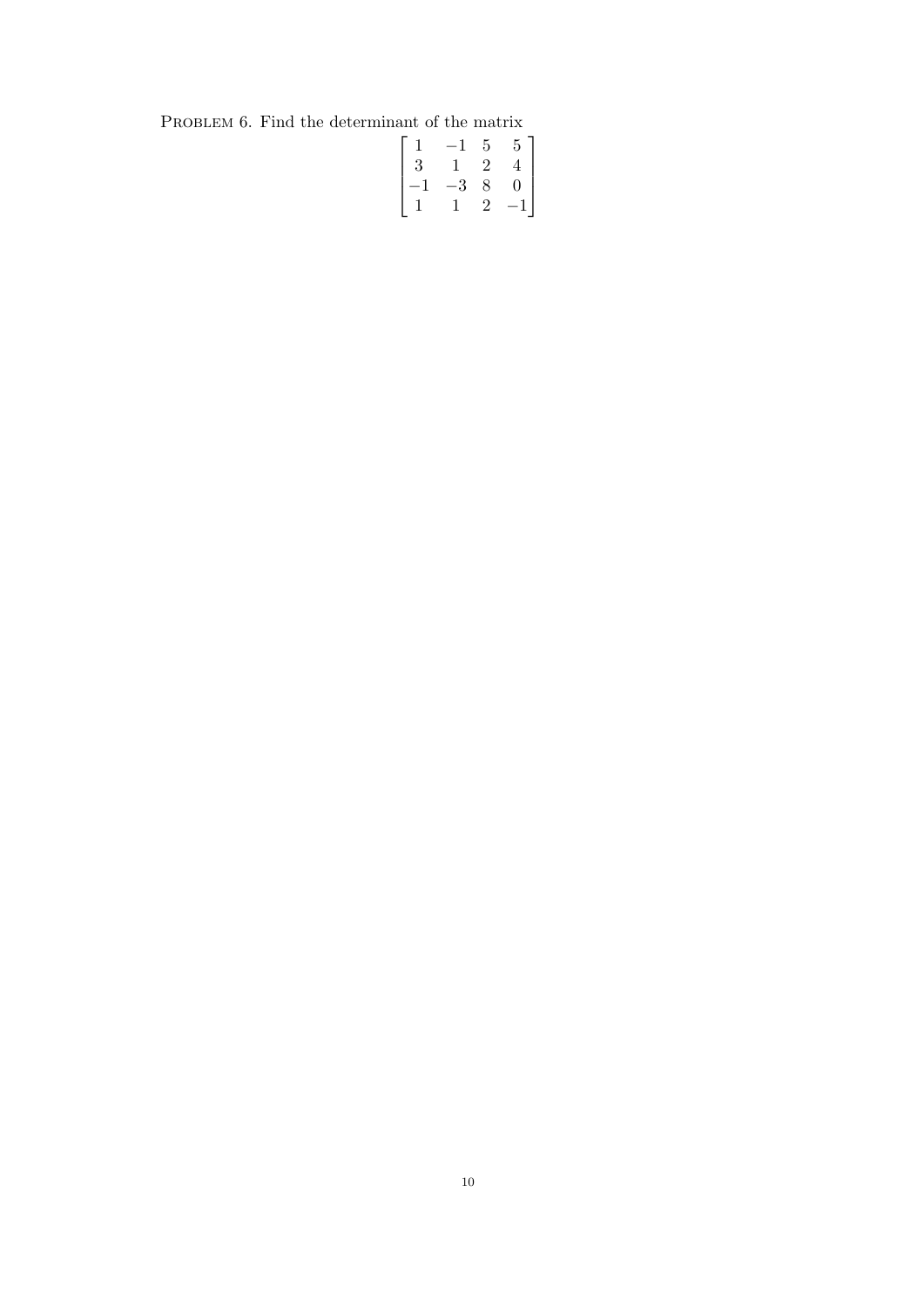Problem 6. Find the determinant of the matrix

$$\begin{bmatrix} 1 & -1 & 5 & 5 \\ 3 & 1 & 2 & 4 \\ -1 & -3 & 8 & 0 \\ 1 & 1 & 2 & -1 \end{bmatrix}$$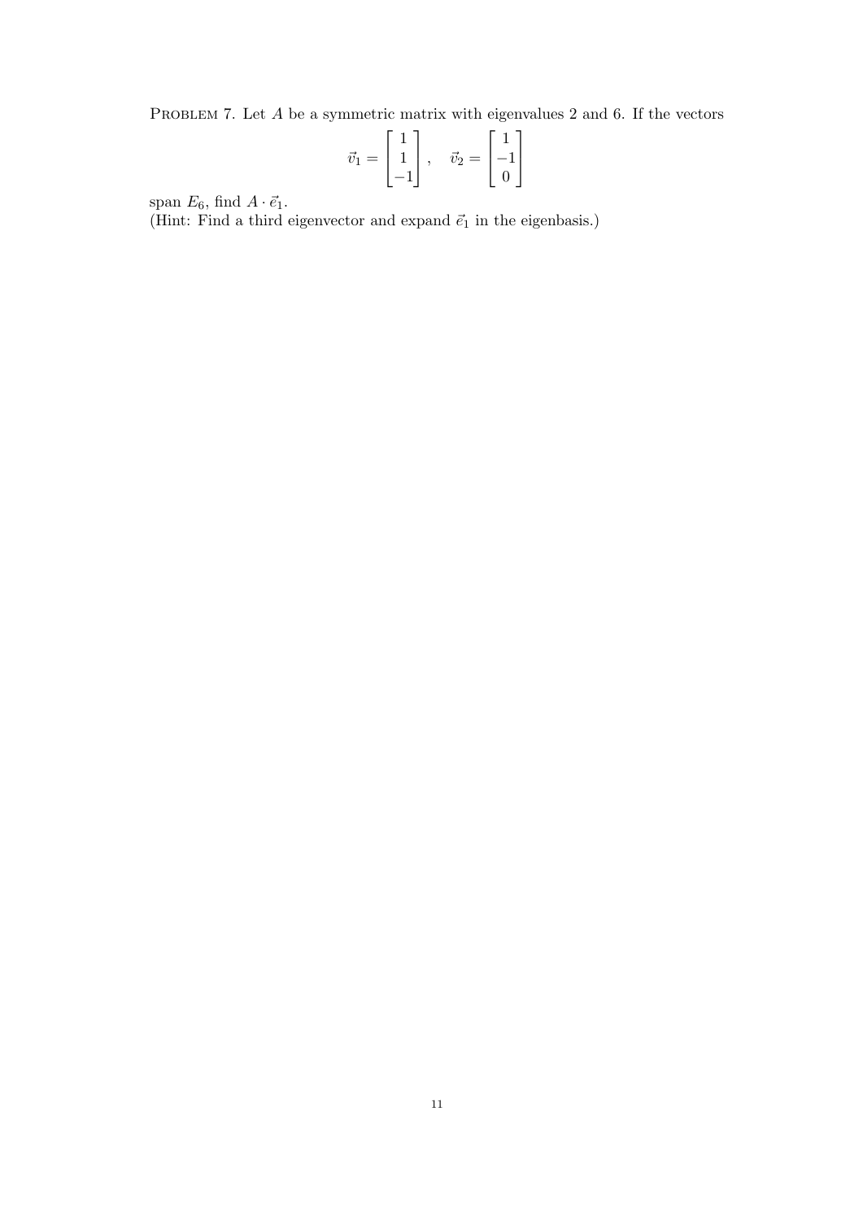Problem 7. Let $A$ be a symmetric matrix with eigenvalues 2 and 6. If the vectors

$$\vec{v}_1 = \begin{bmatrix} 1 \\ 1 \\ -1 \end{bmatrix}, \quad \vec{v}_2 = \begin{bmatrix} 1 \\ -1 \\ 0 \end{bmatrix}$$

span $E_6$, find $A \cdot \vec{e}_1$.
(Hint: Find a third eigenvector and expand $\vec{e}_1$ in the eigenbasis.)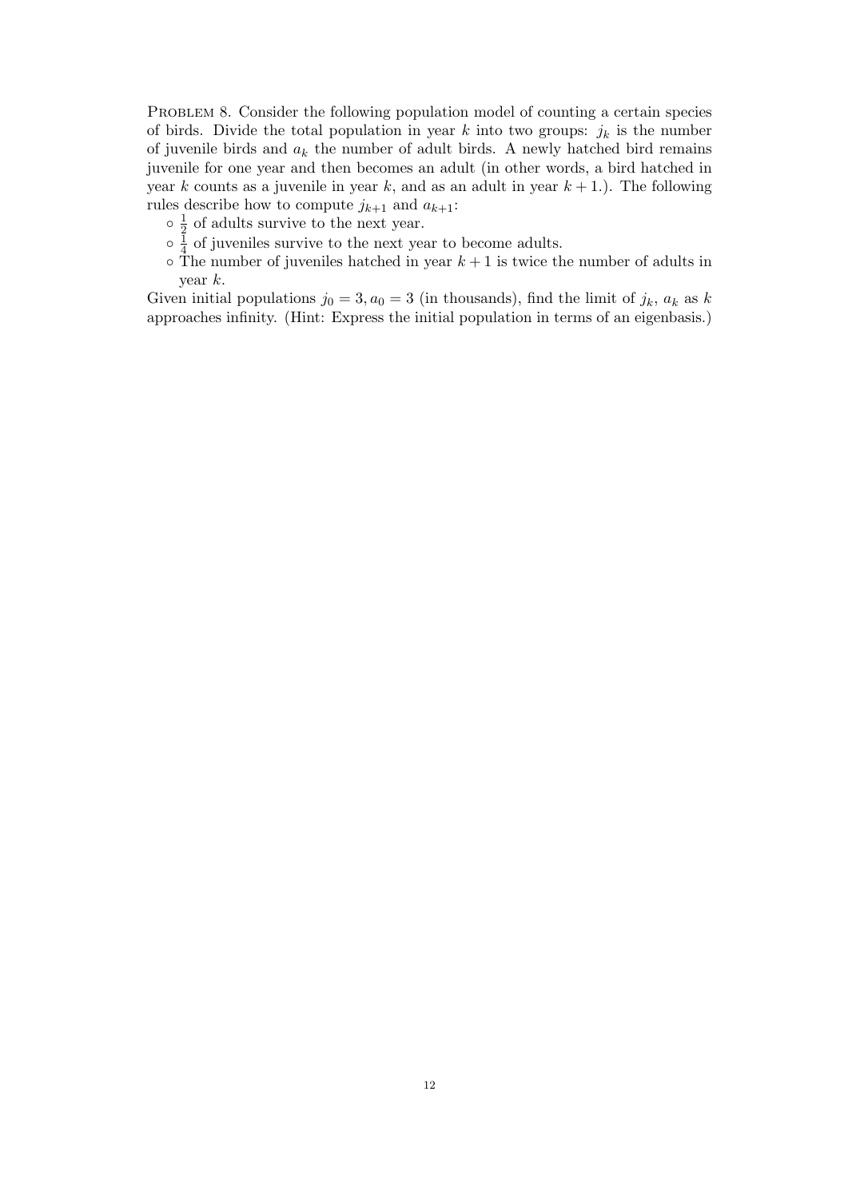PROBLEM 8. Consider the following population model of counting a certain species of birds. Divide the total population in year $k$ into two groups: $j_k$ is the number of juvenile birds and $a_k$ the number of adult birds. A newly hatched bird remains juvenile for one year and then becomes an adult (in other words, a bird hatched in year $k$ counts as a juvenile in year $k$, and as an adult in year $k+1$.). The following rules describe how to compute $j_{k+1}$ and $a_{k+1}$:

- $\frac{1}{2}$ of adults survive to the next year.
- $\frac{1}{4}$ of juveniles survive to the next year to become adults.
- The number of juveniles hatched in year $k+1$ is twice the number of adults in year $k$.

Given initial populations $j_0 = 3, a_0 = 3$ (in thousands), find the limit of $j_k$, $a_k$ as $k$ approaches infinity. (Hint: Express the initial population in terms of an eigenbasis.)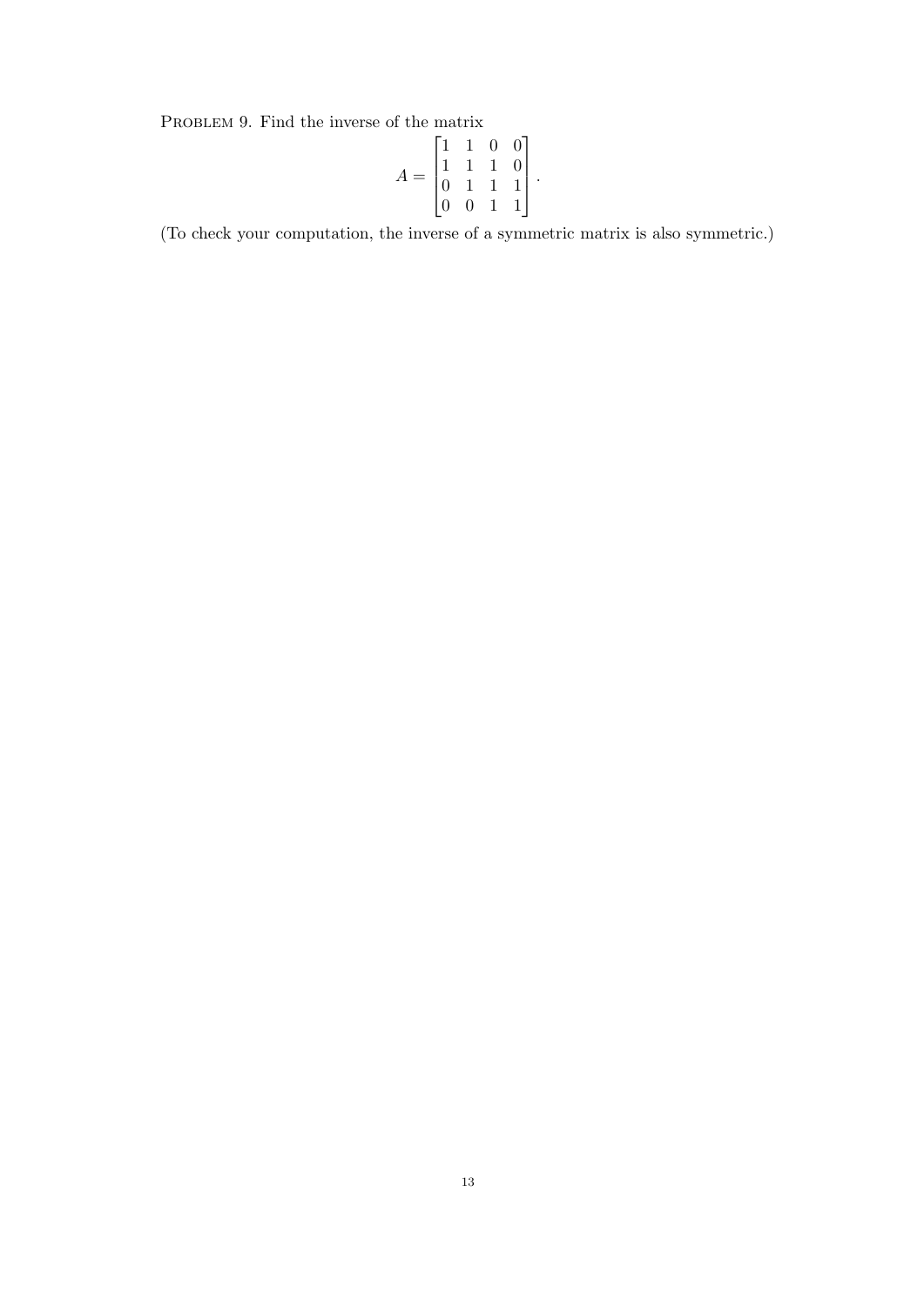Problem 9. Find the inverse of the matrix

$$A = \begin{bmatrix} 1 & 1 & 0 & 0 \\ 1 & 1 & 1 & 0 \\ 0 & 1 & 1 & 1 \\ 0 & 0 & 1 & 1 \end{bmatrix}.$$

(To check your computation, the inverse of a symmetric matrix is also symmetric.)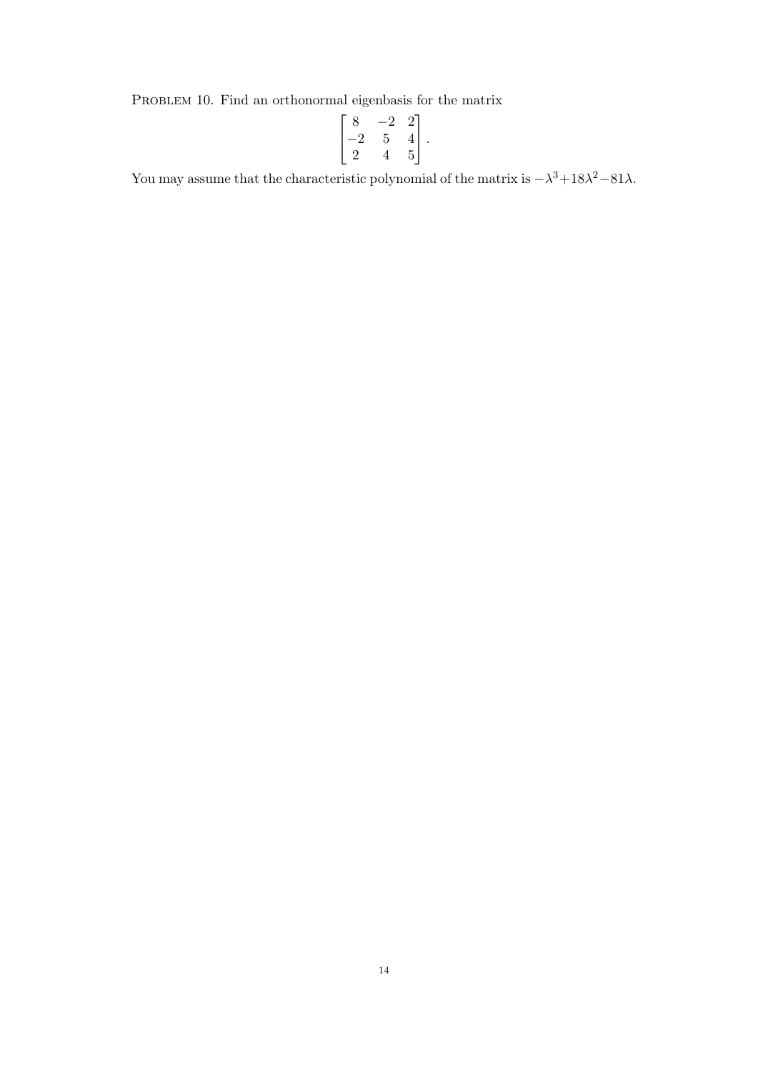Problem 10. Find an orthonormal eigenbasis for the matrix

$$\begin{bmatrix} 8 & -2 & 2 \\ -2 & 5 & 4 \\ 2 & 4 & 5 \end{bmatrix}.$$

You may assume that the characteristic polynomial of the matrix is $-\lambda^3+18\lambda^2-81\lambda$.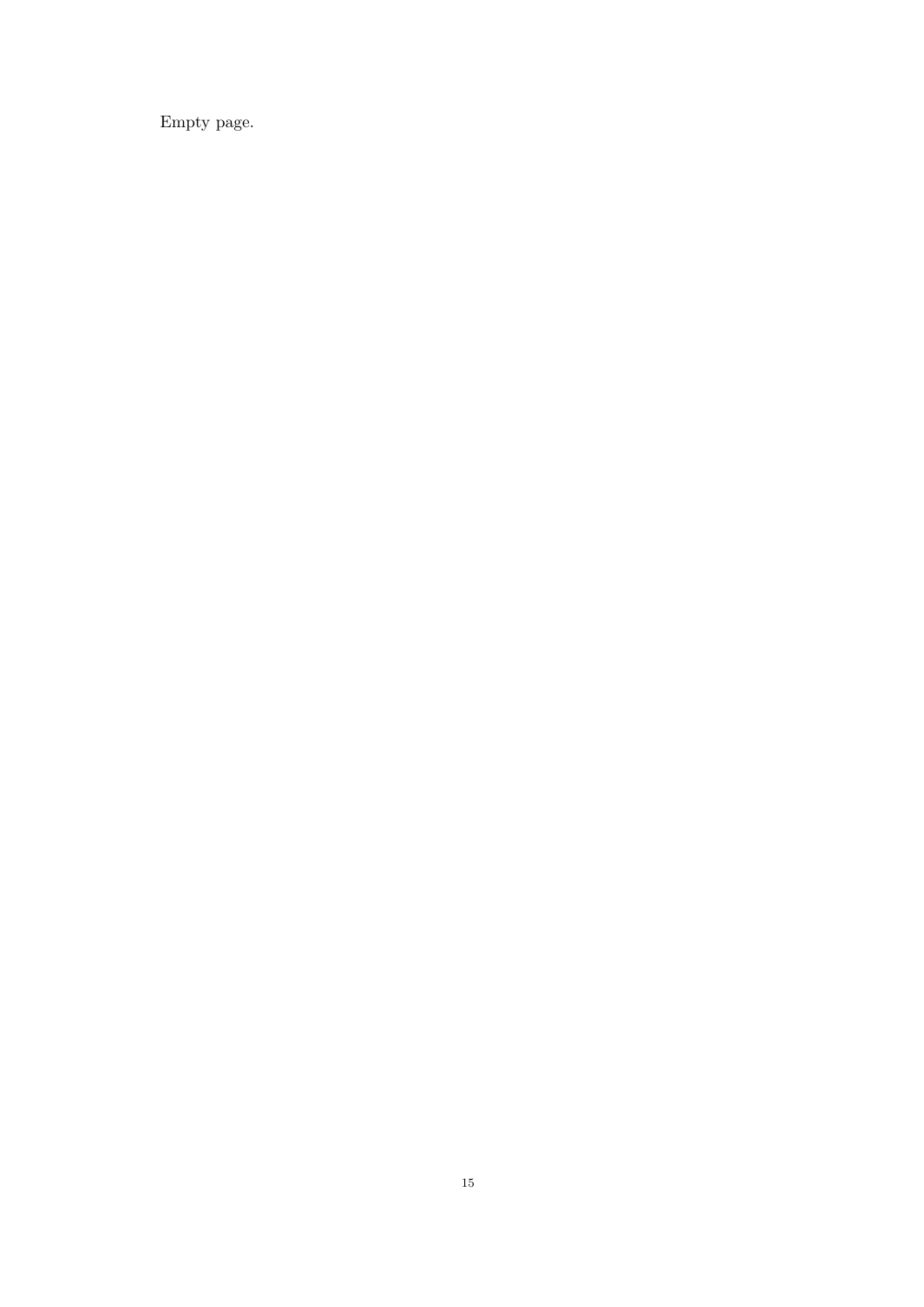Empty page.